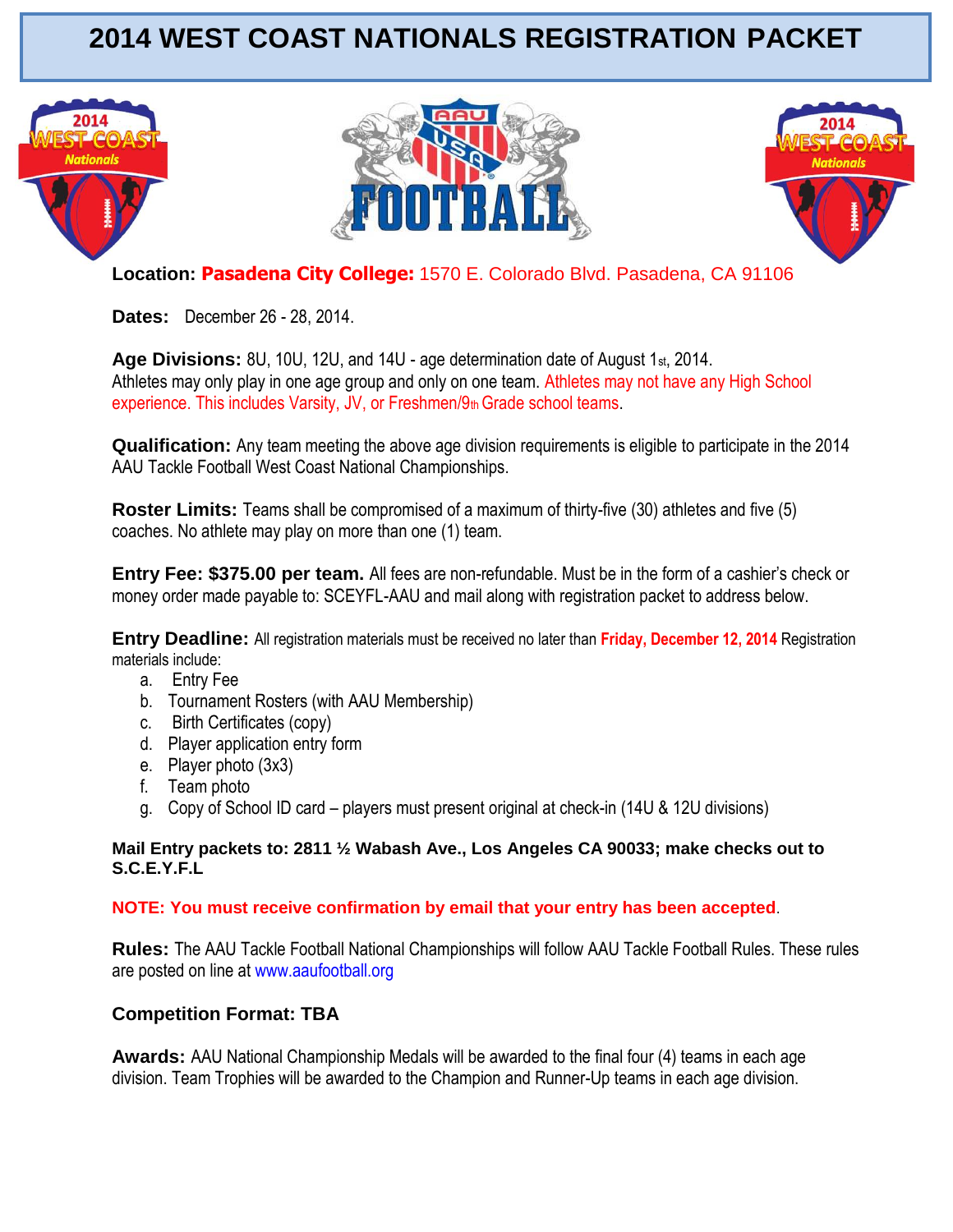# 2014 WEST COAST NATIONALS REGISTRATION PACKET

**Location:** **Pasadena City College:** 1570 E. Colorado Blvd. Pasadena, CA 91106

**Dates:** December 26 - 28, 2014.

**Age Divisions:** 8U, 10U, 12U, and 14U - age determination date of August 1st, 2014. Athletes may only play in one age group and only on one team. Athletes may not have any High School experience. This includes Varsity, JV, or Freshmen/9th Grade school teams.

**Qualification:** Any team meeting the above age division requirements is eligible to participate in the 2014 AAU Tackle Football West Coast National Championships.

**Roster Limits:** Teams shall be compromised of a maximum of thirty-five (30) athletes and five (5) coaches. No athlete may play on more than one (1) team.

**Entry Fee: $375.00 per team.** All fees are non-refundable. Must be in the form of a cashier's check or money order made payable to: SCEYFL-AAU and mail along with registration packet to address below.

**Entry Deadline:** All registration materials must be received no later than **Friday, December 12, 2014** Registration materials include:

a. Entry Fee
b. Tournament Rosters (with AAU Membership)
c. Birth Certificates (copy)
d. Player application entry form
e. Player photo (3x3)
f. Team photo
g. Copy of School ID card – players must present original at check-in (14U & 12U divisions)

**Mail Entry packets to: 2811 ½ Wabash Ave., Los Angeles CA 90033; make checks out to S.C.E.Y.F.L**

**NOTE: You must receive confirmation by email that your entry has been accepted**.

**Rules:** The AAU Tackle Football National Championships will follow AAU Tackle Football Rules. These rules are posted on line at www.aaufootball.org

**Competition Format: TBA**

**Awards:** AAU National Championship Medals will be awarded to the final four (4) teams in each age division. Team Trophies will be awarded to the Champion and Runner-Up teams in each age division.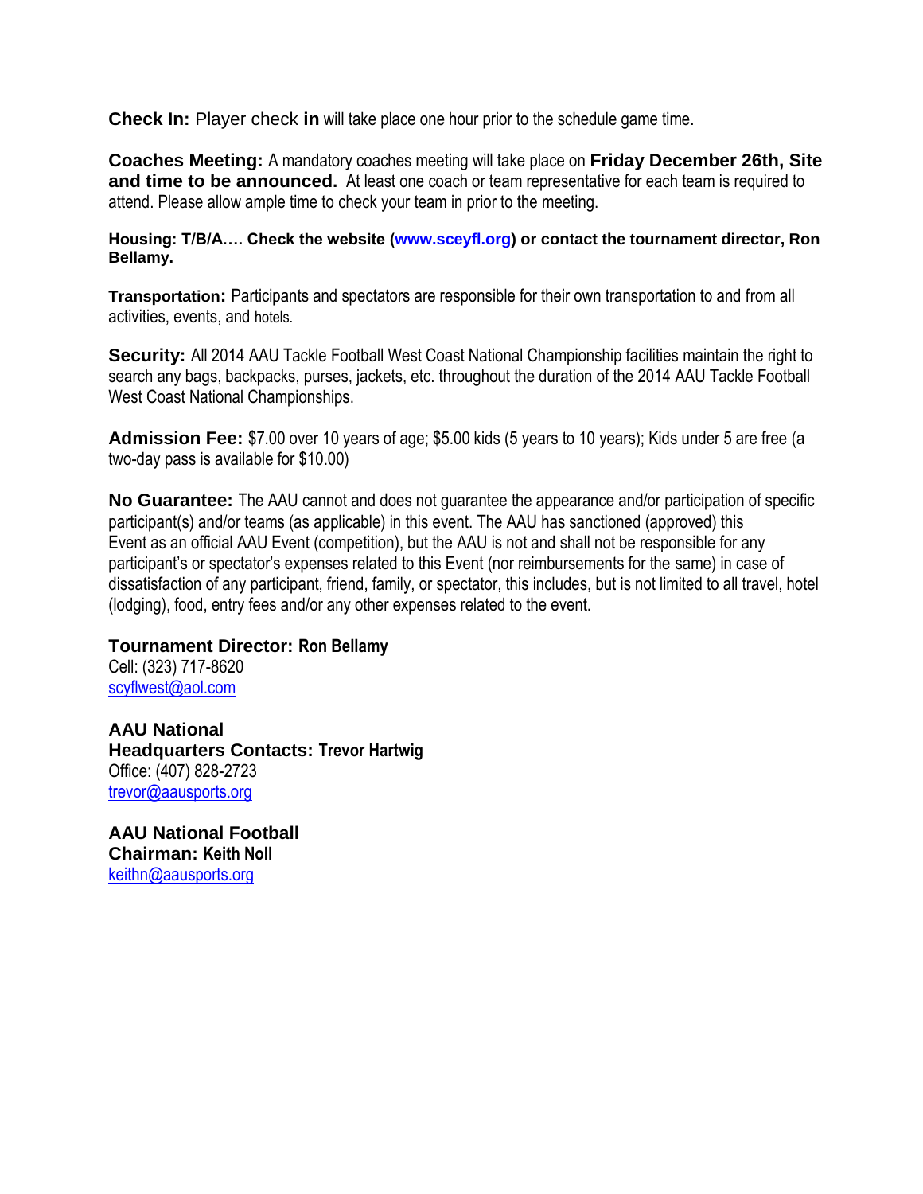**Check In:** Player check **in** will take place one hour prior to the schedule game time.

**Coaches Meeting:** A mandatory coaches meeting will take place on **Friday December 26th, Site and time to be announced.** At least one coach or team representative for each team is required to attend. Please allow ample time to check your team in prior to the meeting.

**Housing: T/B/A…. Check the website (www.sceyfl.org) or contact the tournament director, Ron Bellamy.**

**Transportation:** Participants and spectators are responsible for their own transportation to and from all activities, events, and hotels.

**Security:** All 2014 AAU Tackle Football West Coast National Championship facilities maintain the right to search any bags, backpacks, purses, jackets, etc. throughout the duration of the 2014 AAU Tackle Football West Coast National Championships.

**Admission Fee:** $7.00 over 10 years of age; $5.00 kids (5 years to 10 years); Kids under 5 are free (a two-day pass is available for $10.00)

**No Guarantee:** The AAU cannot and does not guarantee the appearance and/or participation of specific participant(s) and/or teams (as applicable) in this event. The AAU has sanctioned (approved) this Event as an official AAU Event (competition), but the AAU is not and shall not be responsible for any participant's or spectator's expenses related to this Event (nor reimbursements for the same) in case of dissatisfaction of any participant, friend, family, or spectator, this includes, but is not limited to all travel, hotel (lodging), food, entry fees and/or any other expenses related to the event.

**Tournament Director: Ron Bellamy**
Cell: (323) 717-8620
scyflwest@aol.com

**AAU National**
**Headquarters Contacts: Trevor Hartwig**
Office: (407) 828-2723
trevor@aausports.org

**AAU National Football**
**Chairman: Keith Noll**
keithn@aausports.org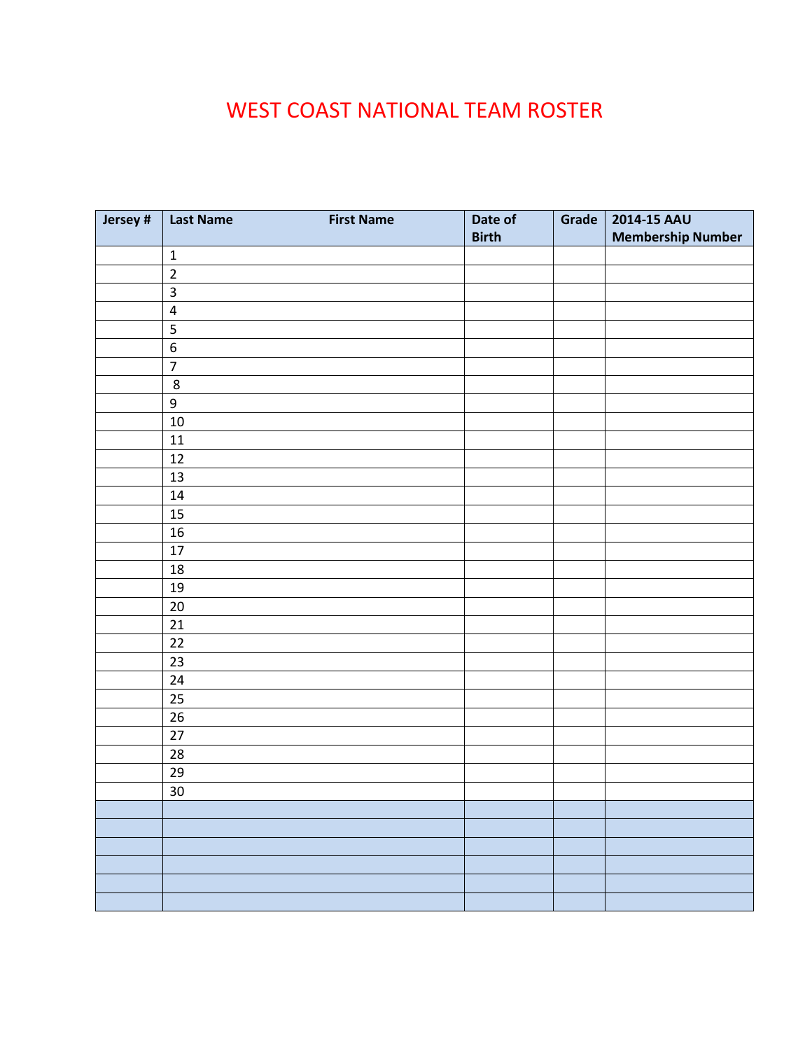# WEST COAST NATIONAL TEAM ROSTER

| Jersey # | Last Name First Name | Date of Birth | Grade | 2014-15 AAU Membership Number |
|---|---|---|---|---|
| | 1 | | | |
| | 2 | | | |
| | 3 | | | |
| | 4 | | | |
| | 5 | | | |
| | 6 | | | |
| | 7 | | | |
| | 8 | | | |
| | 9 | | | |
| | 10 | | | |
| | 11 | | | |
| | 12 | | | |
| | 13 | | | |
| | 14 | | | |
| | 15 | | | |
| | 16 | | | |
| | 17 | | | |
| | 18 | | | |
| | 19 | | | |
| | 20 | | | |
| | 21 | | | |
| | 22 | | | |
| | 23 | | | |
| | 24 | | | |
| | 25 | | | |
| | 26 | | | |
| | 27 | | | |
| | 28 | | | |
| | 29 | | | |
| | 30 | | | |
| | | | | |
| | | | | |
| | | | | |
| | | | | |
| | | | | |
| | | | | |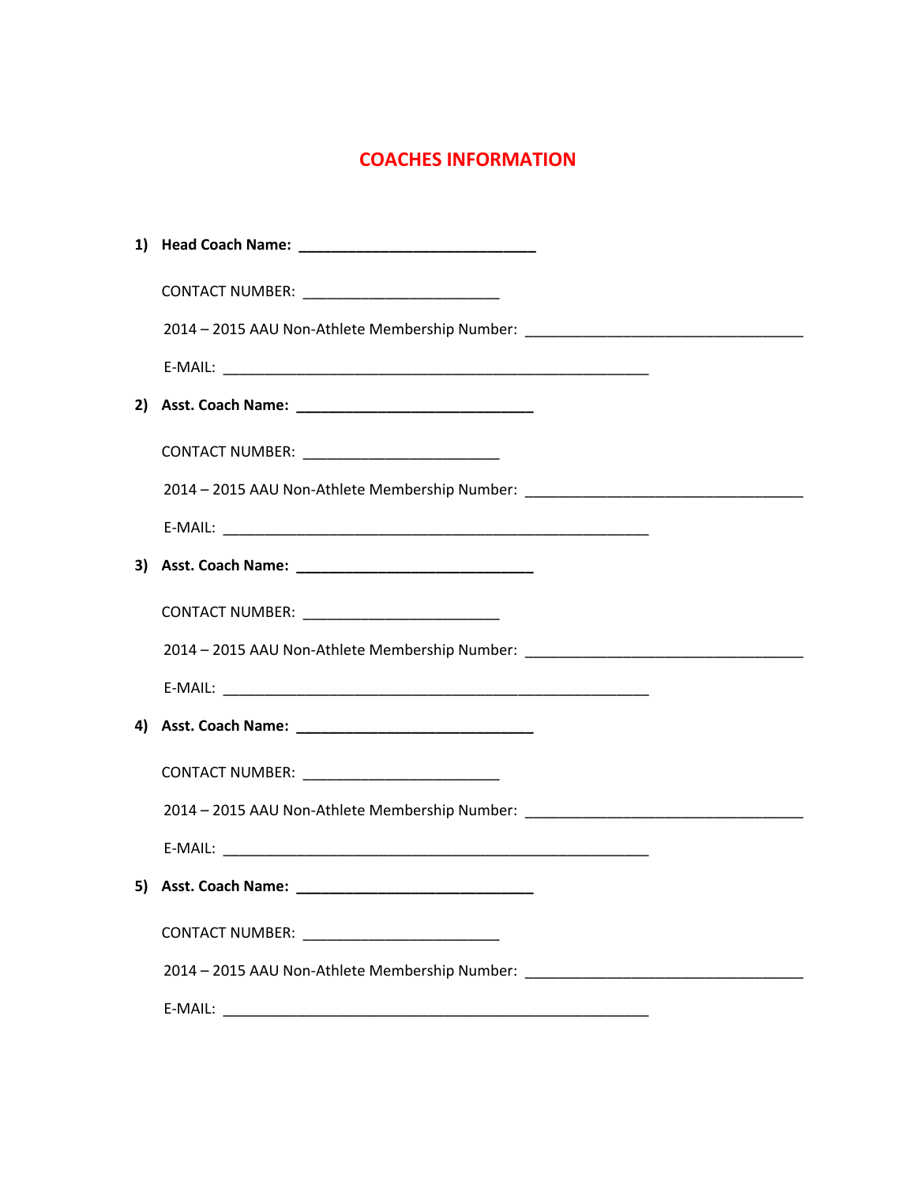# COACHES INFORMATION

1) **Head Coach Name: ______________________________**

   CONTACT NUMBER: _________________________

   2014 – 2015 AAU Non-Athlete Membership Number: ____________________________________

   E-MAIL: _______________________________________________________

2) **Asst. Coach Name: ______________________________**

   CONTACT NUMBER: _________________________

   2014 – 2015 AAU Non-Athlete Membership Number: ____________________________________

   E-MAIL: _______________________________________________________

3) **Asst. Coach Name: ______________________________**

   CONTACT NUMBER: _________________________

   2014 – 2015 AAU Non-Athlete Membership Number: ____________________________________

   E-MAIL: _______________________________________________________

4) **Asst. Coach Name: ______________________________**

   CONTACT NUMBER: _________________________

   2014 – 2015 AAU Non-Athlete Membership Number: ____________________________________

   E-MAIL: _______________________________________________________

5) **Asst. Coach Name: ______________________________**

   CONTACT NUMBER: _________________________

   2014 – 2015 AAU Non-Athlete Membership Number: ____________________________________

   E-MAIL: _______________________________________________________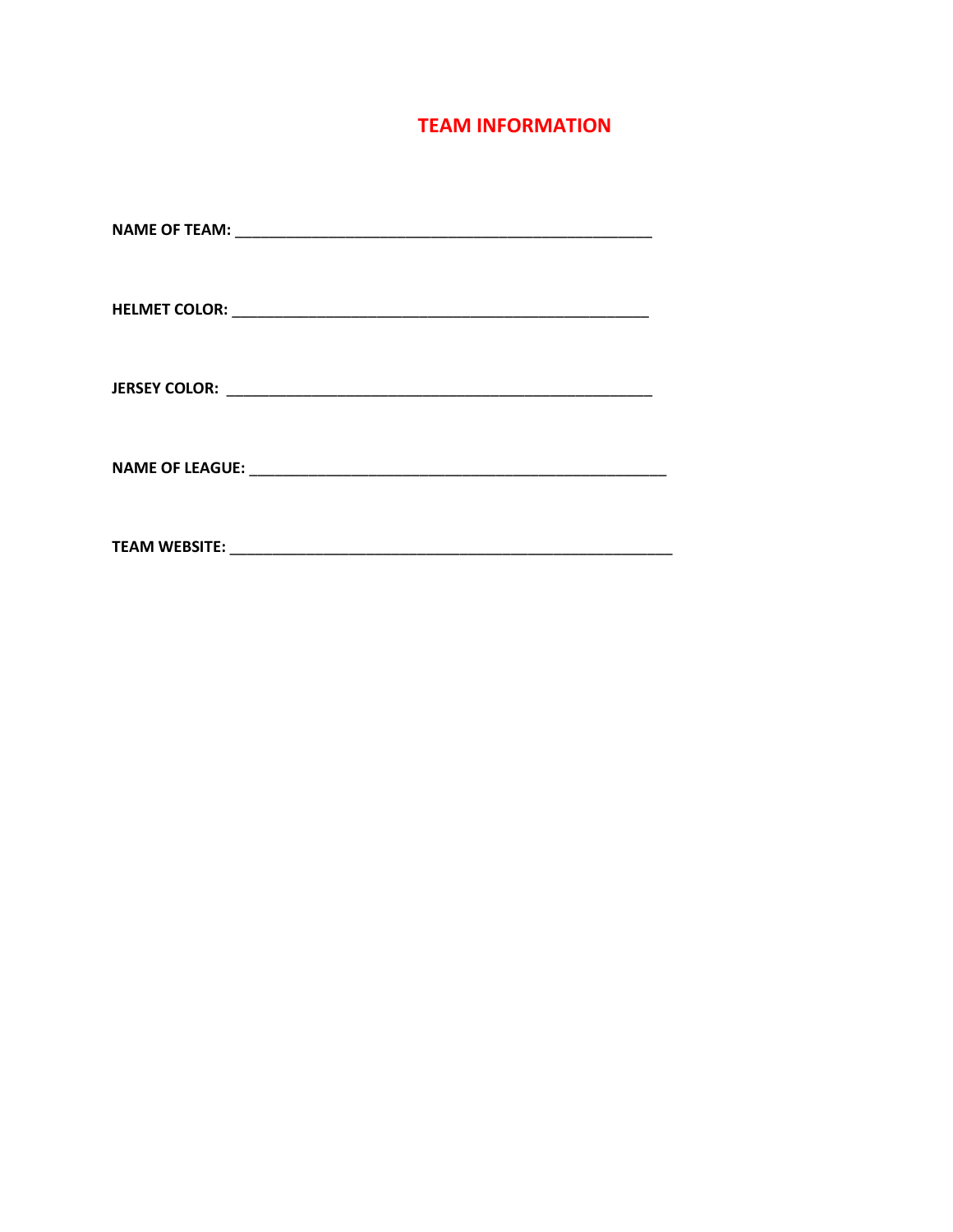# TEAM INFORMATION

**NAME OF TEAM:** _______________________________________________

**HELMET COLOR:** _______________________________________________

**JERSEY COLOR:** _______________________________________________

**NAME OF LEAGUE:** _______________________________________________

**TEAM WEBSITE:** _______________________________________________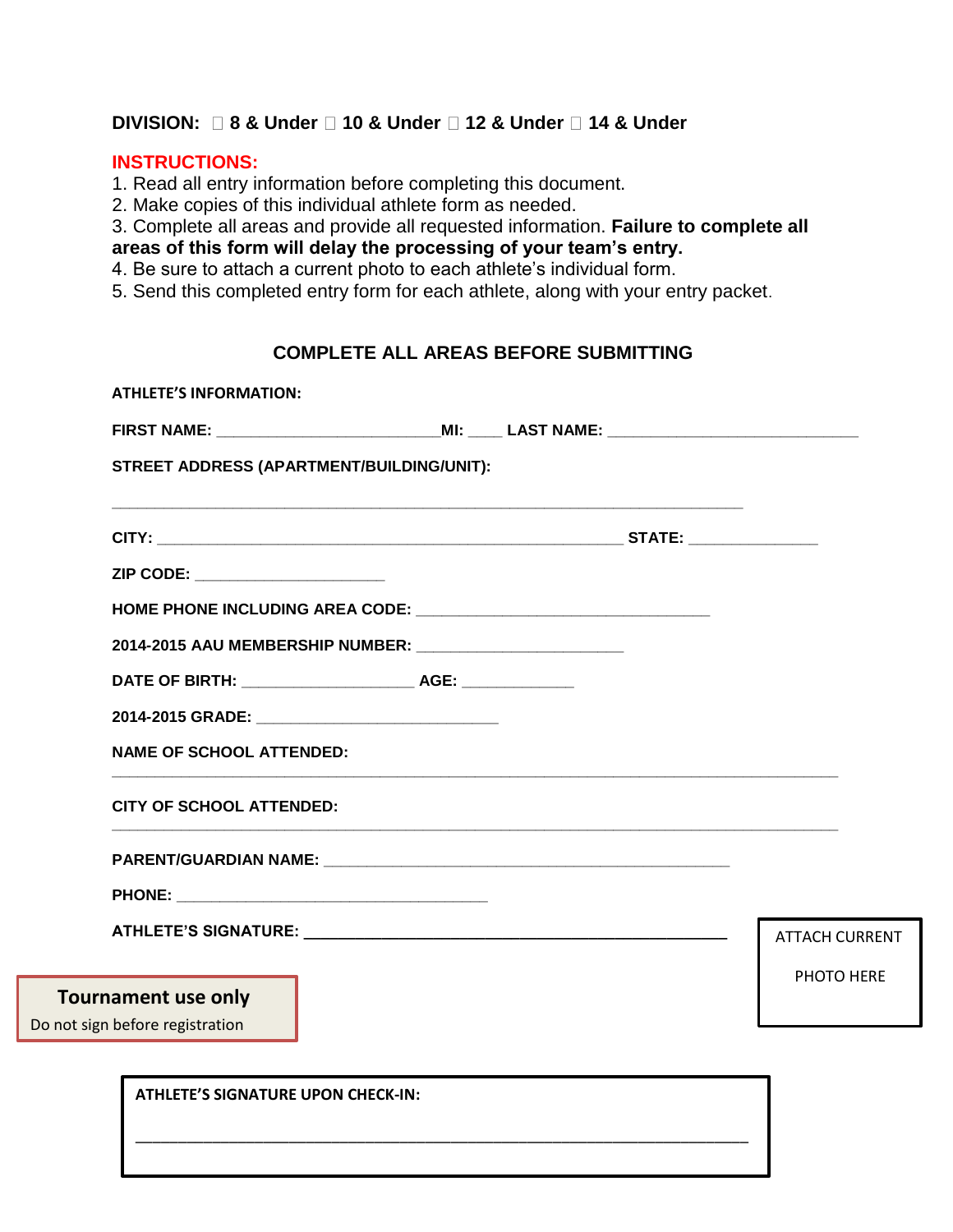**DIVISION:** ☐ **8 & Under** ☐ **10 & Under** ☐ **12 & Under** ☐ **14 & Under**

**INSTRUCTIONS:**

1. Read all entry information before completing this document.
2. Make copies of this individual athlete form as needed.
3. Complete all areas and provide all requested information. **Failure to complete all areas of this form will delay the processing of your team's entry.**
4. Be sure to attach a current photo to each athlete's individual form.
5. Send this completed entry form for each athlete, along with your entry packet.

## COMPLETE ALL AREAS BEFORE SUBMITTING

**ATHLETE'S INFORMATION:**

**FIRST NAME:** _________________________ **MI:** ____ **LAST NAME:** ____________________________

**STREET ADDRESS (APARTMENT/BUILDING/UNIT):**

_______________________________________________________________________

**CITY:** ____________________________________________________ **STATE:** ______________

**ZIP CODE:** _____________________

**HOME PHONE INCLUDING AREA CODE:** ________________________________

**2014-2015 AAU MEMBERSHIP NUMBER:** _______________________

**DATE OF BIRTH:** ___________________ **AGE:** ____________

**2014-2015 GRADE:** ___________________________

**NAME OF SCHOOL ATTENDED:**

________________________________________________________________________________

**CITY OF SCHOOL ATTENDED:**

________________________________________________________________________________

**PARENT/GUARDIAN NAME:** _____________________________________________

**PHONE:** __________________________________

**ATHLETE'S SIGNATURE:** _______________________________________________

ATTACH CURRENT PHOTO HERE

**Tournament use only**

Do not sign before registration

**ATHLETE'S SIGNATURE UPON CHECK-IN:**

____________________________________________________________________